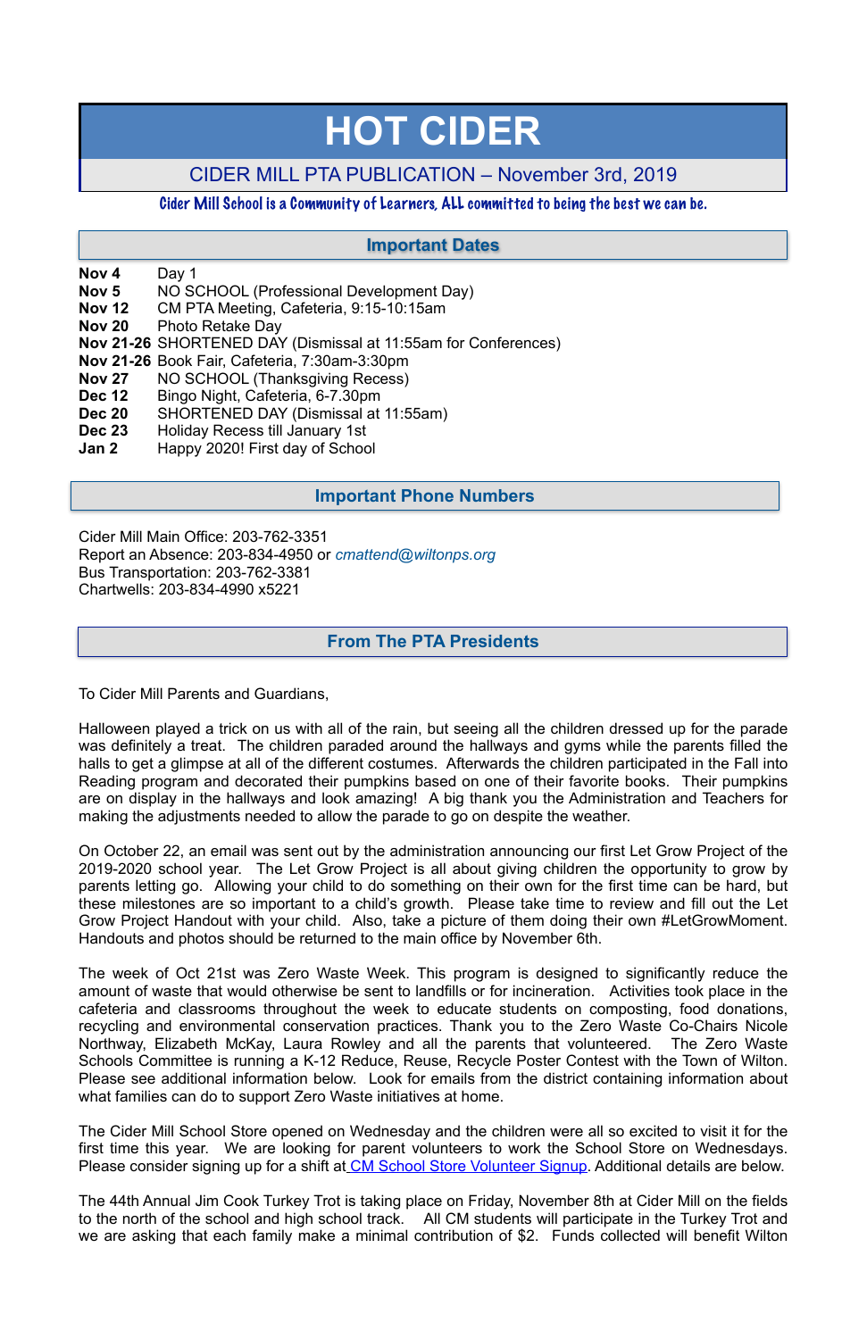# HOT CIDER

## CIDER MILL PTA PUBLICATION – November 3rd, 2019

*Cider Mill School is a Community of Learners, ALL committed to being the best we can be.*

## Important Dates

| | |
|---|---|
| **Nov 4** | Day 1 |
| **Nov 5** | NO SCHOOL (Professional Development Day) |
| **Nov 12** | CM PTA Meeting, Cafeteria, 9:15-10:15am |
| **Nov 20** | Photo Retake Day |
| **Nov 21-26** | SHORTENED DAY (Dismissal at 11:55am for Conferences) |
| **Nov 21-26** | Book Fair, Cafeteria, 7:30am-3:30pm |
| **Nov 27** | NO SCHOOL (Thanksgiving Recess) |
| **Dec 12** | Bingo Night, Cafeteria, 6-7.30pm |
| **Dec 20** | SHORTENED DAY (Dismissal at 11:55am) |
| **Dec 23** | Holiday Recess till January 1st |
| **Jan 2** | Happy 2020! First day of School |

## Important Phone Numbers

Cider Mill Main Office: 203-762-3351
Report an Absence: 203-834-4950 or *cmattend@wiltonps.org*
Bus Transportation: 203-762-3381
Chartwells: 203-834-4990 x5221

## From The PTA Presidents

To Cider Mill Parents and Guardians,

Halloween played a trick on us with all of the rain, but seeing all the children dressed up for the parade was definitely a treat. The children paraded around the hallways and gyms while the parents filled the halls to get a glimpse at all of the different costumes. Afterwards the children participated in the Fall into Reading program and decorated their pumpkins based on one of their favorite books. Their pumpkins are on display in the hallways and look amazing! A big thank you the Administration and Teachers for making the adjustments needed to allow the parade to go on despite the weather.

On October 22, an email was sent out by the administration announcing our first Let Grow Project of the 2019-2020 school year. The Let Grow Project is all about giving children the opportunity to grow by parents letting go. Allowing your child to do something on their own for the first time can be hard, but these milestones are so important to a child's growth. Please take time to review and fill out the Let Grow Project Handout with your child. Also, take a picture of them doing their own #LetGrowMoment. Handouts and photos should be returned to the main office by November 6th.

The week of Oct 21st was Zero Waste Week. This program is designed to significantly reduce the amount of waste that would otherwise be sent to landfills or for incineration. Activities took place in the cafeteria and classrooms throughout the week to educate students on composting, food donations, recycling and environmental conservation practices. Thank you to the Zero Waste Co-Chairs Nicole Northway, Elizabeth McKay, Laura Rowley and all the parents that volunteered. The Zero Waste Schools Committee is running a K-12 Reduce, Reuse, Recycle Poster Contest with the Town of Wilton. Please see additional information below. Look for emails from the district containing information about what families can do to support Zero Waste initiatives at home.

The Cider Mill School Store opened on Wednesday and the children were all so excited to visit it for the first time this year. We are looking for parent volunteers to work the School Store on Wednesdays. Please consider signing up for a shift at CM School Store Volunteer Signup. Additional details are below.

The 44th Annual Jim Cook Turkey Trot is taking place on Friday, November 8th at Cider Mill on the fields to the north of the school and high school track. All CM students will participate in the Turkey Trot and we are asking that each family make a minimal contribution of $2. Funds collected will benefit Wilton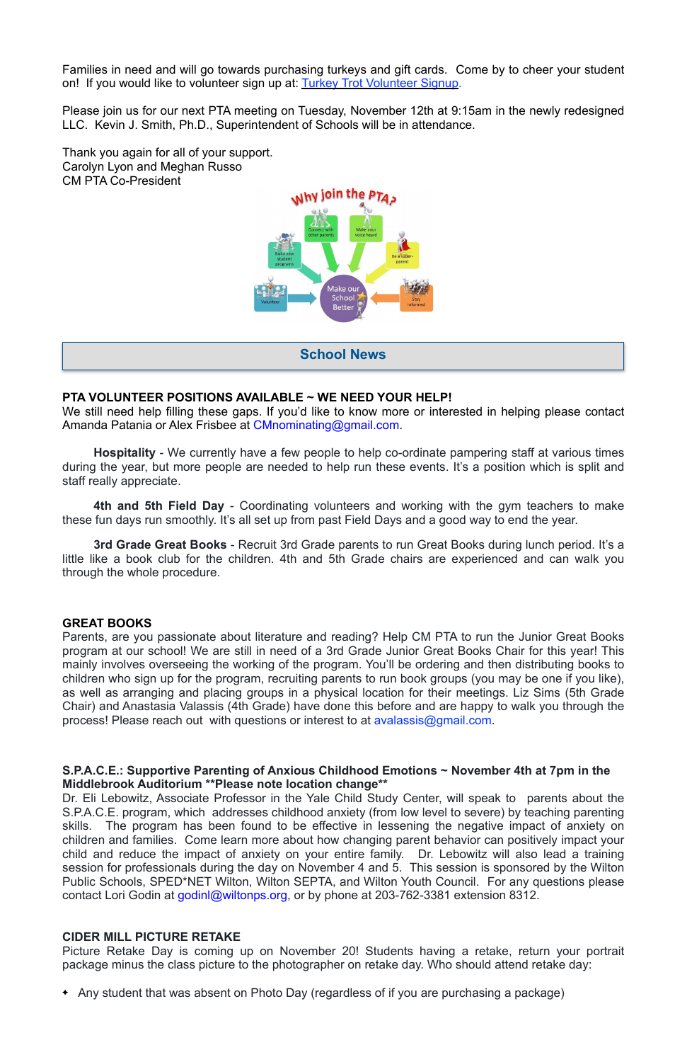Families in need and will go towards purchasing turkeys and gift cards. Come by to cheer your student on! If you would like to volunteer sign up at: Turkey Trot Volunteer Signup.

Please join us for our next PTA meeting on Tuesday, November 12th at 9:15am in the newly redesigned LLC. Kevin J. Smith, Ph.D., Superintendent of Schools will be in attendance.

Thank you again for all of your support.
Carolyn Lyon and Meghan Russo
CM PTA Co-President

## School News

**PTA VOLUNTEER POSITIONS AVAILABLE ~ WE NEED YOUR HELP!**
We still need help filling these gaps. If you'd like to know more or interested in helping please contact Amanda Patania or Alex Frisbee at CMnominating@gmail.com.

**Hospitality** - We currently have a few people to help co-ordinate pampering staff at various times during the year, but more people are needed to help run these events. It's a position which is split and staff really appreciate.

**4th and 5th Field Day** - Coordinating volunteers and working with the gym teachers to make these fun days run smoothly. It's all set up from past Field Days and a good way to end the year.

**3rd Grade Great Books** - Recruit 3rd Grade parents to run Great Books during lunch period. It's a little like a book club for the children. 4th and 5th Grade chairs are experienced and can walk you through the whole procedure.

**GREAT BOOKS**
Parents, are you passionate about literature and reading? Help CM PTA to run the Junior Great Books program at our school! We are still in need of a 3rd Grade Junior Great Books Chair for this year! This mainly involves overseeing the working of the program. You'll be ordering and then distributing books to children who sign up for the program, recruiting parents to run book groups (you may be one if you like), as well as arranging and placing groups in a physical location for their meetings. Liz Sims (5th Grade Chair) and Anastasia Valassis (4th Grade) have done this before and are happy to walk you through the process! Please reach out with questions or interest to at avalassis@gmail.com.

**S.P.A.C.E.: Supportive Parenting of Anxious Childhood Emotions ~ November 4th at 7pm in the Middlebrook Auditorium **Please note location change****
Dr. Eli Lebowitz, Associate Professor in the Yale Child Study Center, will speak to parents about the S.P.A.C.E. program, which addresses childhood anxiety (from low level to severe) by teaching parenting skills. The program has been found to be effective in lessening the negative impact of anxiety on children and families. Come learn more about how changing parent behavior can positively impact your child and reduce the impact of anxiety on your entire family. Dr. Lebowitz will also lead a training session for professionals during the day on November 4 and 5. This session is sponsored by the Wilton Public Schools, SPED*NET Wilton, Wilton SEPTA, and Wilton Youth Council. For any questions please contact Lori Godin at godinl@wiltonps.org, or by phone at 203-762-3381 extension 8312.

**CIDER MILL PICTURE RETAKE**
Picture Retake Day is coming up on November 20! Students having a retake, return your portrait package minus the class picture to the photographer on retake day. Who should attend retake day:

- Any student that was absent on Photo Day (regardless of if you are purchasing a package)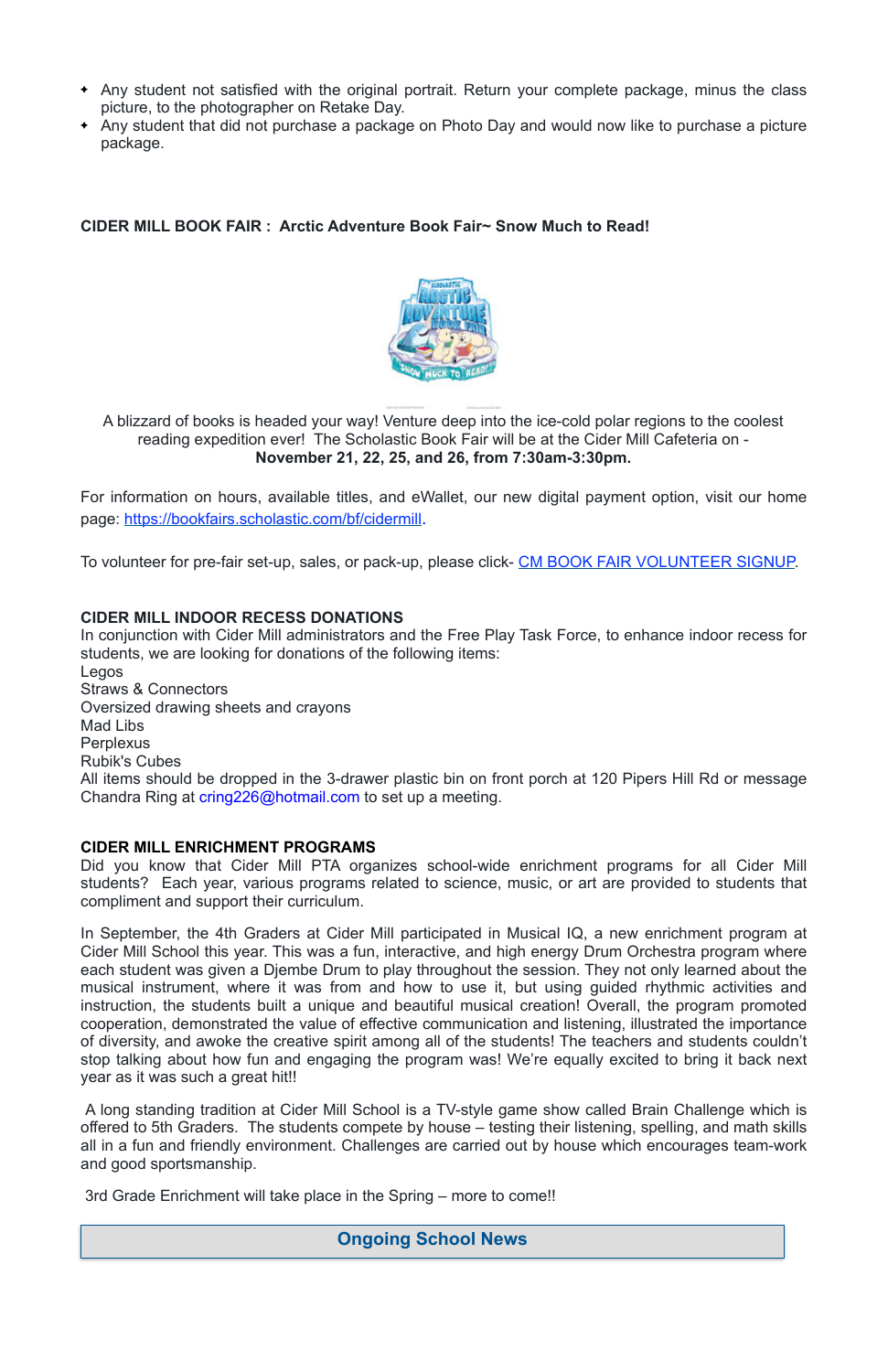- Any student not satisfied with the original portrait. Return your complete package, minus the class picture, to the photographer on Retake Day.
- Any student that did not purchase a package on Photo Day and would now like to purchase a picture package.

**CIDER MILL BOOK FAIR : Arctic Adventure Book Fair~ Snow Much to Read!**

A blizzard of books is headed your way! Venture deep into the ice-cold polar regions to the coolest reading expedition ever! The Scholastic Book Fair will be at the Cider Mill Cafeteria on - **November 21, 22, 25, and 26, from 7:30am-3:30pm.**

For information on hours, available titles, and eWallet, our new digital payment option, visit our home page: https://bookfairs.scholastic.com/bf/cidermill.

To volunteer for pre-fair set-up, sales, or pack-up, please click- CM BOOK FAIR VOLUNTEER SIGNUP.

**CIDER MILL INDOOR RECESS DONATIONS**

In conjunction with Cider Mill administrators and the Free Play Task Force, to enhance indoor recess for students, we are looking for donations of the following items:
Legos
Straws & Connectors
Oversized drawing sheets and crayons
Mad Libs
Perplexus
Rubik's Cubes
All items should be dropped in the 3-drawer plastic bin on front porch at 120 Pipers Hill Rd or message Chandra Ring at cring226@hotmail.com to set up a meeting.

**CIDER MILL ENRICHMENT PROGRAMS**

Did you know that Cider Mill PTA organizes school-wide enrichment programs for all Cider Mill students? Each year, various programs related to science, music, or art are provided to students that compliment and support their curriculum.

In September, the 4th Graders at Cider Mill participated in Musical IQ, a new enrichment program at Cider Mill School this year. This was a fun, interactive, and high energy Drum Orchestra program where each student was given a Djembe Drum to play throughout the session. They not only learned about the musical instrument, where it was from and how to use it, but using guided rhythmic activities and instruction, the students built a unique and beautiful musical creation! Overall, the program promoted cooperation, demonstrated the value of effective communication and listening, illustrated the importance of diversity, and awoke the creative spirit among all of the students! The teachers and students couldn't stop talking about how fun and engaging the program was! We're equally excited to bring it back next year as it was such a great hit!!

A long standing tradition at Cider Mill School is a TV-style game show called Brain Challenge which is offered to 5th Graders. The students compete by house – testing their listening, spelling, and math skills all in a fun and friendly environment. Challenges are carried out by house which encourages team-work and good sportsmanship.

3rd Grade Enrichment will take place in the Spring – more to come!!

## Ongoing School News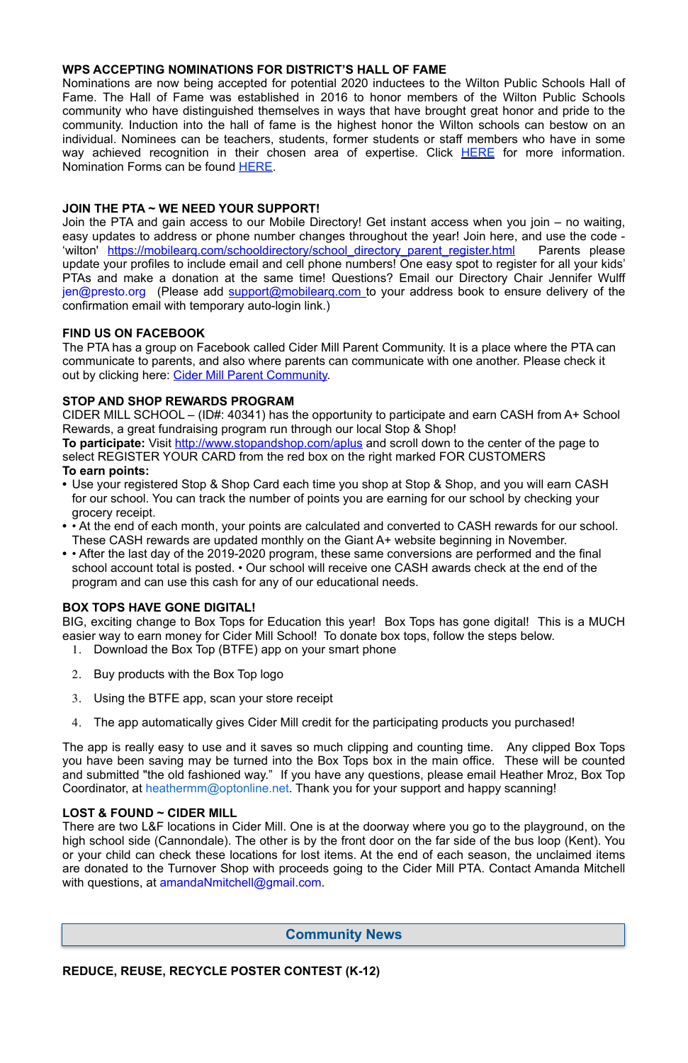**WPS ACCEPTING NOMINATIONS FOR DISTRICT'S HALL OF FAME**

Nominations are now being accepted for potential 2020 inductees to the Wilton Public Schools Hall of Fame. The Hall of Fame was established in 2016 to honor members of the Wilton Public Schools community who have distinguished themselves in ways that have brought great honor and pride to the community. Induction into the hall of fame is the highest honor the Wilton schools can bestow on an individual. Nominees can be teachers, students, former students or staff members who have in some way achieved recognition in their chosen area of expertise. Click HERE for more information. Nomination Forms can be found HERE.

**JOIN THE PTA ~ WE NEED YOUR SUPPORT!**

Join the PTA and gain access to our Mobile Directory! Get instant access when you join – no waiting, easy updates to address or phone number changes throughout the year! Join here, and use the code - 'wilton' https://mobilearq.com/schooldirectory/school_directory_parent_register.html Parents please update your profiles to include email and cell phone numbers! One easy spot to register for all your kids' PTAs and make a donation at the same time! Questions? Email our Directory Chair Jennifer Wulff jen@presto.org (Please add support@mobilearq.com to your address book to ensure delivery of the confirmation email with temporary auto-login link.)

**FIND US ON FACEBOOK**

The PTA has a group on Facebook called Cider Mill Parent Community. It is a place where the PTA can communicate to parents, and also where parents can communicate with one another. Please check it out by clicking here: Cider Mill Parent Community.

**STOP AND SHOP REWARDS PROGRAM**

CIDER MILL SCHOOL – (ID#: 40341) has the opportunity to participate and earn CASH from A+ School Rewards, a great fundraising program run through our local Stop & Shop!

**To participate:** Visit http://www.stopandshop.com/aplus and scroll down to the center of the page to select REGISTER YOUR CARD from the red box on the right marked FOR CUSTOMERS

**To earn points:**

- Use your registered Stop & Shop Card each time you shop at Stop & Shop, and you will earn CASH for our school. You can track the number of points you are earning for our school by checking your grocery receipt.
- • At the end of each month, your points are calculated and converted to CASH rewards for our school. These CASH rewards are updated monthly on the Giant A+ website beginning in November.
- • After the last day of the 2019-2020 program, these same conversions are performed and the final school account total is posted. • Our school will receive one CASH awards check at the end of the program and can use this cash for any of our educational needs.

**BOX TOPS HAVE GONE DIGITAL!**

BIG, exciting change to Box Tops for Education this year! Box Tops has gone digital! This is a MUCH easier way to earn money for Cider Mill School! To donate box tops, follow the steps below.

1. Download the Box Top (BTFE) app on your smart phone
2. Buy products with the Box Top logo
3. Using the BTFE app, scan your store receipt
4. The app automatically gives Cider Mill credit for the participating products you purchased!

The app is really easy to use and it saves so much clipping and counting time. Any clipped Box Tops you have been saving may be turned into the Box Tops box in the main office. These will be counted and submitted "the old fashioned way." If you have any questions, please email Heather Mroz, Box Top Coordinator, at heathermm@optonline.net. Thank you for your support and happy scanning!

**LOST & FOUND ~ CIDER MILL**

There are two L&F locations in Cider Mill. One is at the doorway where you go to the playground, on the high school side (Cannondale). The other is by the front door on the far side of the bus loop (Kent). You or your child can check these locations for lost items. At the end of each season, the unclaimed items are donated to the Turnover Shop with proceeds going to the Cider Mill PTA. Contact Amanda Mitchell with questions, at amandaNmitchell@gmail.com.

## Community News

**REDUCE, REUSE, RECYCLE POSTER CONTEST (K-12)**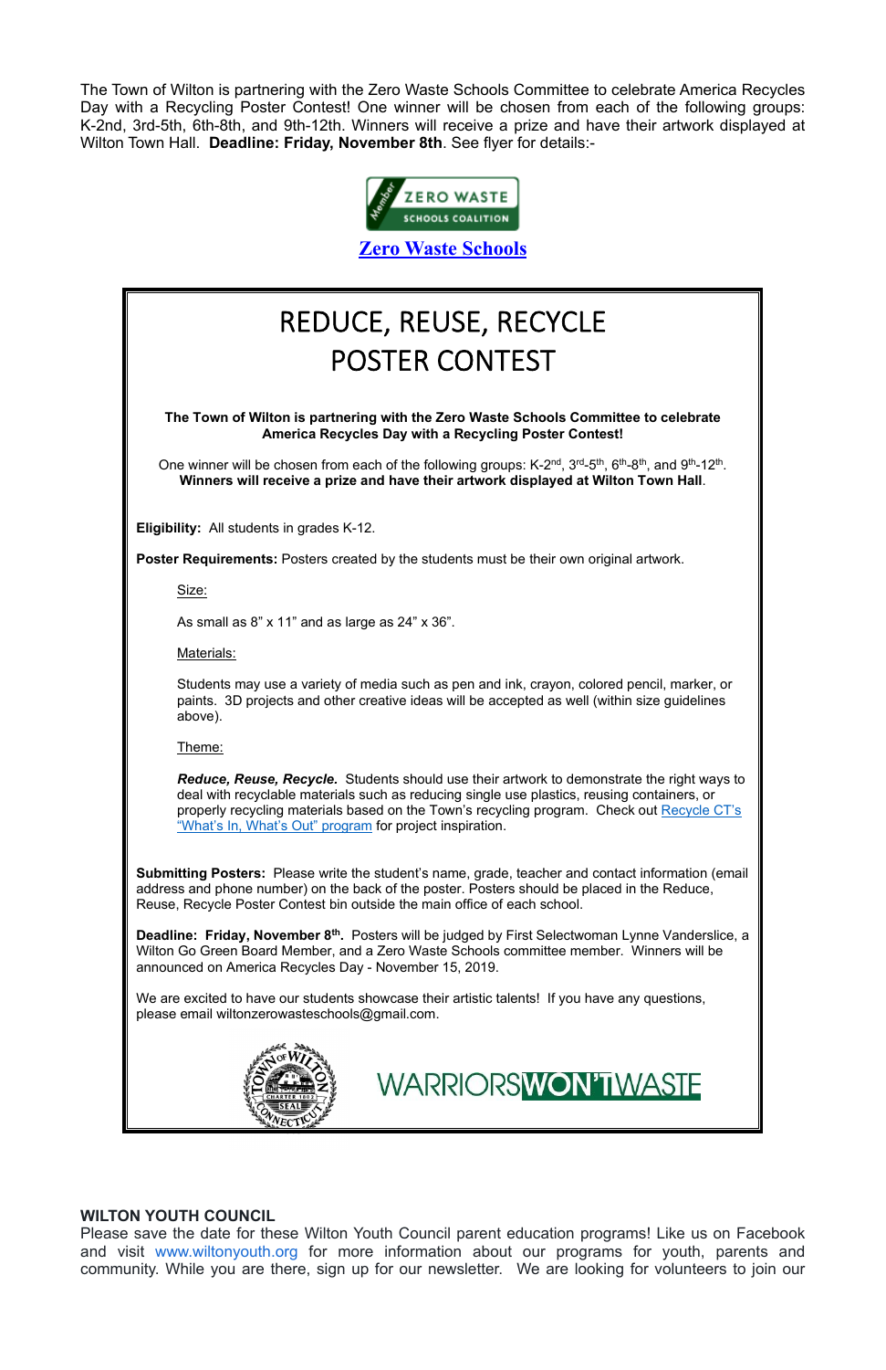The Town of Wilton is partnering with the Zero Waste Schools Committee to celebrate America Recycles Day with a Recycling Poster Contest! One winner will be chosen from each of the following groups: K-2nd, 3rd-5th, 6th-8th, and 9th-12th. Winners will receive a prize and have their artwork displayed at Wilton Town Hall. **Deadline: Friday, November 8th**. See flyer for details:-

ZERO WASTE SCHOOLS COALITION

**[Zero Waste Schools]**

# REDUCE, REUSE, RECYCLE POSTER CONTEST

**The Town of Wilton is partnering with the Zero Waste Schools Committee to celebrate America Recycles Day with a Recycling Poster Contest!**

One winner will be chosen from each of the following groups: K-2nd, 3rd-5th, 6th-8th, and 9th-12th. **Winners will receive a prize and have their artwork displayed at Wilton Town Hall**.

**Eligibility:** All students in grades K-12.

**Poster Requirements:** Posters created by the students must be their own original artwork.

Size:

As small as 8" x 11" and as large as 24" x 36".

Materials:

Students may use a variety of media such as pen and ink, crayon, colored pencil, marker, or paints. 3D projects and other creative ideas will be accepted as well (within size guidelines above).

Theme:

***Reduce, Reuse, Recycle.*** Students should use their artwork to demonstrate the right ways to deal with recyclable materials such as reducing single use plastics, reusing containers, or properly recycling materials based on the Town's recycling program. Check out Recycle CT's "What's In, What's Out" program for project inspiration.

**Submitting Posters:** Please write the student's name, grade, teacher and contact information (email address and phone number) on the back of the poster. Posters should be placed in the Reduce, Reuse, Recycle Poster Contest bin outside the main office of each school.

**Deadline: Friday, November 8th.** Posters will be judged by First Selectwoman Lynne Vanderslice, a Wilton Go Green Board Member, and a Zero Waste Schools committee member. Winners will be announced on America Recycles Day - November 15, 2019.

We are excited to have our students showcase their artistic talents! If you have any questions, please email wiltonzerowasteschools@gmail.com.

WARRIORS WON'T WASTE

**WILTON YOUTH COUNCIL**

Please save the date for these Wilton Youth Council parent education programs! Like us on Facebook and visit www.wiltonyouth.org for more information about our programs for youth, parents and community. While you are there, sign up for our newsletter. We are looking for volunteers to join our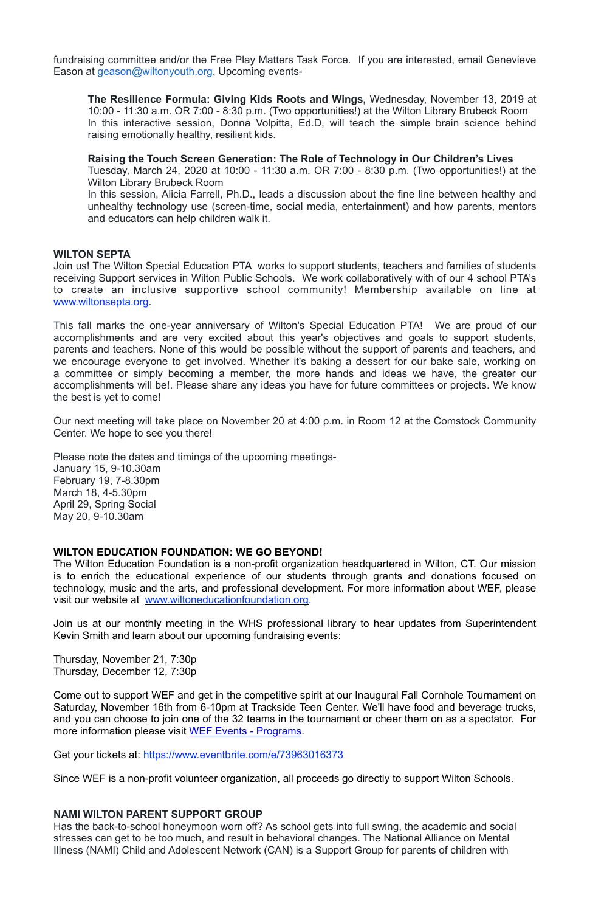fundraising committee and/or the Free Play Matters Task Force. If you are interested, email Genevieve Eason at geason@wiltonyouth.org. Upcoming events-

> **The Resilience Formula: Giving Kids Roots and Wings,** Wednesday, November 13, 2019 at 10:00 - 11:30 a.m. OR 7:00 - 8:30 p.m. (Two opportunities!) at the Wilton Library Brubeck Room
> In this interactive session, Donna Volpitta, Ed.D, will teach the simple brain science behind raising emotionally healthy, resilient kids.
>
> **Raising the Touch Screen Generation: The Role of Technology in Our Children's Lives**
> Tuesday, March 24, 2020 at 10:00 - 11:30 a.m. OR 7:00 - 8:30 p.m. (Two opportunities!) at the Wilton Library Brubeck Room
> In this session, Alicia Farrell, Ph.D., leads a discussion about the fine line between healthy and unhealthy technology use (screen-time, social media, entertainment) and how parents, mentors and educators can help children walk it.

**WILTON SEPTA**
Join us! The Wilton Special Education PTA works to support students, teachers and families of students receiving Support services in Wilton Public Schools. We work collaboratively with of our 4 school PTA's to create an inclusive supportive school community! Membership available on line at www.wiltonsepta.org.

This fall marks the one-year anniversary of Wilton's Special Education PTA! We are proud of our accomplishments and are very excited about this year's objectives and goals to support students, parents and teachers. None of this would be possible without the support of parents and teachers, and we encourage everyone to get involved. Whether it's baking a dessert for our bake sale, working on a committee or simply becoming a member, the more hands and ideas we have, the greater our accomplishments will be!. Please share any ideas you have for future committees or projects. We know the best is yet to come!

Our next meeting will take place on November 20 at 4:00 p.m. in Room 12 at the Comstock Community Center. We hope to see you there!

Please note the dates and timings of the upcoming meetings-
January 15, 9-10.30am
February 19, 7-8.30pm
March 18, 4-5.30pm
April 29, Spring Social
May 20, 9-10.30am

**WILTON EDUCATION FOUNDATION: WE GO BEYOND!**
The Wilton Education Foundation is a non-profit organization headquartered in Wilton, CT. Our mission is to enrich the educational experience of our students through grants and donations focused on technology, music and the arts, and professional development. For more information about WEF, please visit our website at www.wiltoneducationfoundation.org.

Join us at our monthly meeting in the WHS professional library to hear updates from Superintendent Kevin Smith and learn about our upcoming fundraising events:

Thursday, November 21, 7:30p
Thursday, December 12, 7:30p

Come out to support WEF and get in the competitive spirit at our Inaugural Fall Cornhole Tournament on Saturday, November 16th from 6-10pm at Trackside Teen Center. We'll have food and beverage trucks, and you can choose to join one of the 32 teams in the tournament or cheer them on as a spectator. For more information please visit WEF Events - Programs.

Get your tickets at: https://www.eventbrite.com/e/73963016373

Since WEF is a non-profit volunteer organization, all proceeds go directly to support Wilton Schools.

**NAMI WILTON PARENT SUPPORT GROUP**
Has the back-to-school honeymoon worn off? As school gets into full swing, the academic and social stresses can get to be too much, and result in behavioral changes. The National Alliance on Mental Illness (NAMI) Child and Adolescent Network (CAN) is a Support Group for parents of children with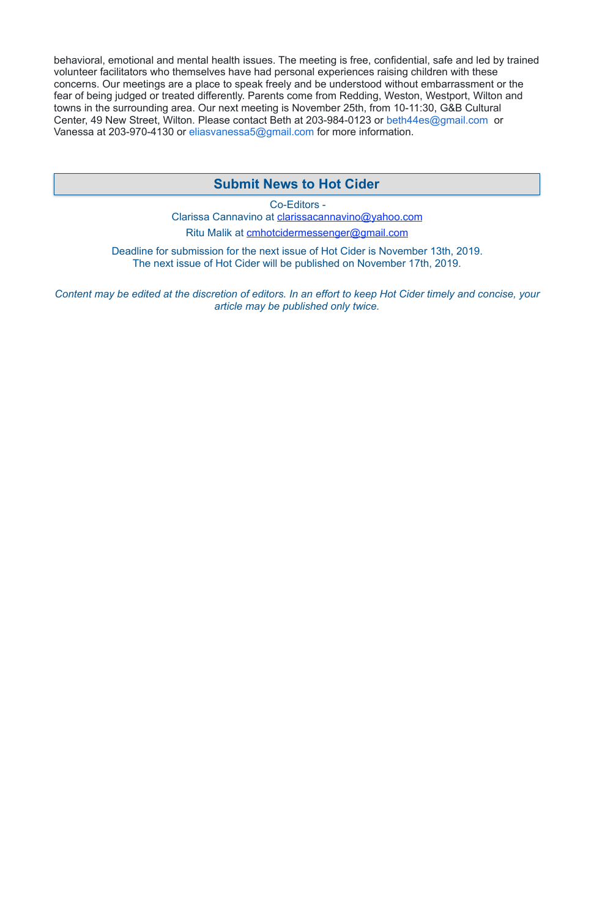behavioral, emotional and mental health issues. The meeting is free, confidential, safe and led by trained volunteer facilitators who themselves have had personal experiences raising children with these concerns. Our meetings are a place to speak freely and be understood without embarrassment or the fear of being judged or treated differently. Parents come from Redding, Weston, Westport, Wilton and towns in the surrounding area. Our next meeting is November 25th, from 10-11:30, G&B Cultural Center, 49 New Street, Wilton. Please contact Beth at 203-984-0123 or beth44es@gmail.com or Vanessa at 203-970-4130 or eliasvanessa5@gmail.com for more information.

## Submit News to Hot Cider

Co-Editors -
Clarissa Cannavino at clarissacannavino@yahoo.com

Ritu Malik at cmhotcidermessenger@gmail.com

Deadline for submission for the next issue of Hot Cider is November 13th, 2019.
The next issue of Hot Cider will be published on November 17th, 2019.

*Content may be edited at the discretion of editors. In an effort to keep Hot Cider timely and concise, your article may be published only twice.*